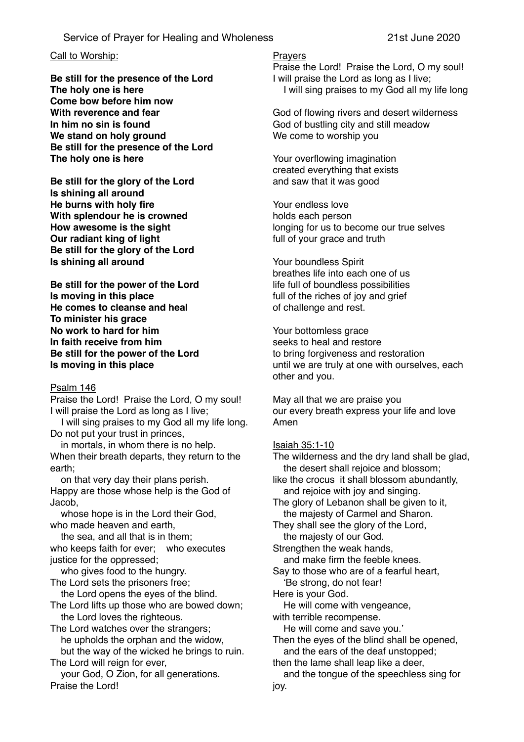# Service of Prayer for Healing and Wholeness 21st June 2020

Call to Worship:

**Be still for the presence of the Lord**
**The holy one is here**
**Come bow before him now**
**With reverence and fear**
**In him no sin is found**
**We stand on holy ground**
**Be still for the presence of the Lord**
**The holy one is here**

**Be still for the glory of the Lord**
**Is shining all around**
**He burns with holy fire**
**With splendour he is crowned**
**How awesome is the sight**
**Our radiant king of light**
**Be still for the glory of the Lord**
**Is shining all around**

**Be still for the power of the Lord**
**Is moving in this place**
**He comes to cleanse and heal**
**To minister his grace**
**No work to hard for him**
**In faith receive from him**
**Be still for the power of the Lord**
**Is moving in this place**

Psalm 146

Praise the Lord! Praise the Lord, O my soul!
I will praise the Lord as long as I live;
I will sing praises to my God all my life long.
Do not put your trust in princes,
in mortals, in whom there is no help.
When their breath departs, they return to the earth;
on that very day their plans perish.
Happy are those whose help is the God of Jacob,
whose hope is in the Lord their God,
who made heaven and earth,
the sea, and all that is in them;
who keeps faith for ever; who executes justice for the oppressed;
who gives food to the hungry.
The Lord sets the prisoners free;
the Lord opens the eyes of the blind.
The Lord lifts up those who are bowed down;
the Lord loves the righteous.
The Lord watches over the strangers;
he upholds the orphan and the widow,
but the way of the wicked he brings to ruin.
The Lord will reign for ever,
your God, O Zion, for all generations.
Praise the Lord!

Prayers

Praise the Lord! Praise the Lord, O my soul!
I will praise the Lord as long as I live;
I will sing praises to my God all my life long

God of flowing rivers and desert wilderness
God of bustling city and still meadow
We come to worship you

Your overflowing imagination
created everything that exists
and saw that it was good

Your endless love
holds each person
longing for us to become our true selves
full of your grace and truth

Your boundless Spirit
breathes life into each one of us
life full of boundless possibilities
full of the riches of joy and grief
of challenge and rest.

Your bottomless grace
seeks to heal and restore
to bring forgiveness and restoration
until we are truly at one with ourselves, each other and you.

May all that we are praise you
our every breath express your life and love
Amen

Isaiah 35:1-10

The wilderness and the dry land shall be glad,
the desert shall rejoice and blossom;
like the crocus it shall blossom abundantly,
and rejoice with joy and singing.
The glory of Lebanon shall be given to it,
the majesty of Carmel and Sharon.
They shall see the glory of the Lord,
the majesty of our God.
Strengthen the weak hands,
and make firm the feeble knees.
Say to those who are of a fearful heart,
'Be strong, do not fear!
Here is your God.
He will come with vengeance,
with terrible recompense.
He will come and save you.'
Then the eyes of the blind shall be opened,
and the ears of the deaf unstopped;
then the lame shall leap like a deer,
and the tongue of the speechless sing for joy.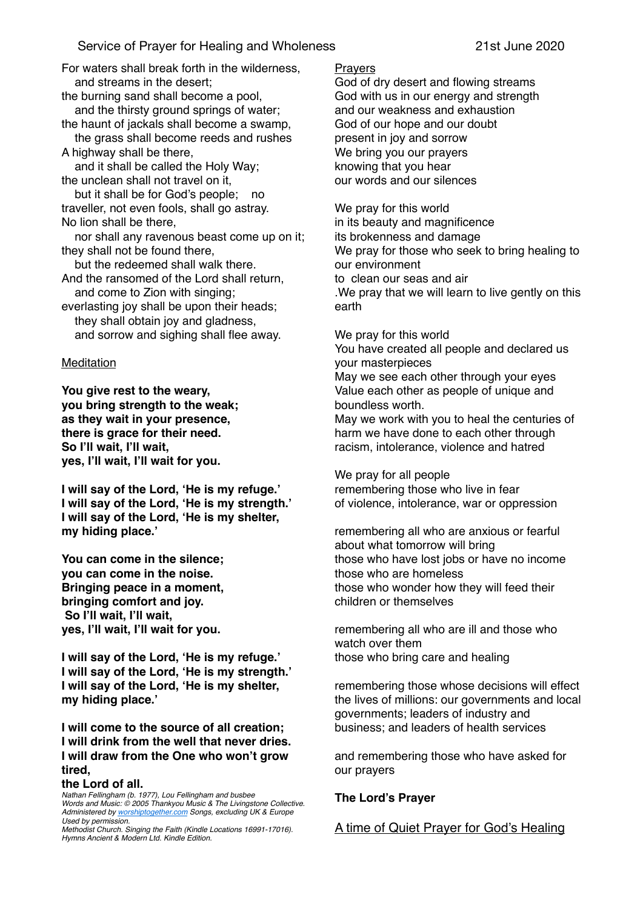For waters shall break forth in the wilderness,
and streams in the desert;
the burning sand shall become a pool,
and the thirsty ground springs of water;
the haunt of jackals shall become a swamp,
the grass shall become reeds and rushes
A highway shall be there,
and it shall be called the Holy Way;
the unclean shall not travel on it,
but it shall be for God's people; no
traveller, not even fools, shall go astray.
No lion shall be there,
nor shall any ravenous beast come up on it;
they shall not be found there,
but the redeemed shall walk there.
And the ransomed of the Lord shall return,
and come to Zion with singing;
everlasting joy shall be upon their heads;
they shall obtain joy and gladness,
and sorrow and sighing shall flee away.

Meditation

**You give rest to the weary,**
**you bring strength to the weak;**
**as they wait in your presence,**
**there is grace for their need.**
**So I'll wait, I'll wait,**
**yes, I'll wait, I'll wait for you.**

**I will say of the Lord, 'He is my refuge.'**
**I will say of the Lord, 'He is my strength.'**
**I will say of the Lord, 'He is my shelter,**
**my hiding place.'**

**You can come in the silence;**
**you can come in the noise.**
**Bringing peace in a moment,**
**bringing comfort and joy.**
**So I'll wait, I'll wait,**
**yes, I'll wait, I'll wait for you.**

**I will say of the Lord, 'He is my refuge.'**
**I will say of the Lord, 'He is my strength.'**
**I will say of the Lord, 'He is my shelter,**
**my hiding place.'**

**I will come to the source of all creation;**
**I will drink from the well that never dries.**
**I will draw from the One who won't grow tired,**
**the Lord of all.**

*Nathan Fellingham (b. 1977), Lou Fellingham and busbee*
*Words and Music: © 2005 Thankyou Music & The Livingstone Collective.*
*Administered by worshiptogether.com Songs, excluding UK & Europe*
*Used by permission.*
*Methodist Church. Singing the Faith (Kindle Locations 16991-17016).*
*Hymns Ancient & Modern Ltd. Kindle Edition.*

Prayers

God of dry desert and flowing streams
God with us in our energy and strength
and our weakness and exhaustion
God of our hope and our doubt
present in joy and sorrow
We bring you our prayers
knowing that you hear
our words and our silences

We pray for this world
in its beauty and magnificence
its brokenness and damage
We pray for those who seek to bring healing to our environment
to clean our seas and air
.We pray that we will learn to live gently on this earth

We pray for this world
You have created all people and declared us your masterpieces
May we see each other through your eyes
Value each other as people of unique and boundless worth.
May we work with you to heal the centuries of harm we have done to each other through racism, intolerance, violence and hatred

We pray for all people
remembering those who live in fear
of violence, intolerance, war or oppression

remembering all who are anxious or fearful about what tomorrow will bring
those who have lost jobs or have no income
those who are homeless
those who wonder how they will feed their children or themselves

remembering all who are ill and those who watch over them
those who bring care and healing

remembering those whose decisions will effect the lives of millions: our governments and local governments; leaders of industry and business; and leaders of health services

and remembering those who have asked for our prayers

**The Lord's Prayer**

A time of Quiet Prayer for God's Healing